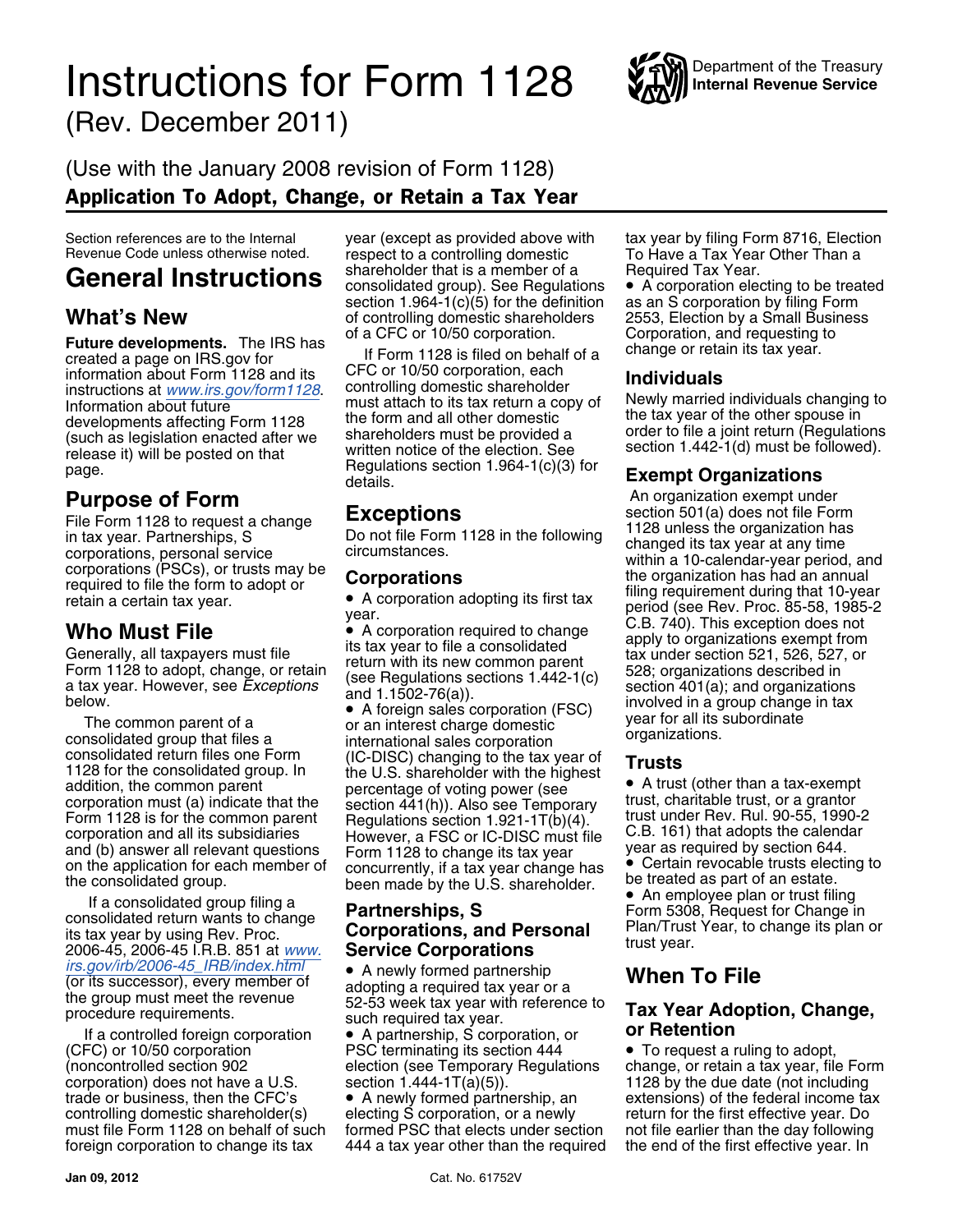# Instructions for Form 1128

(Rev. December 2011)

(Use with the January 2008 revision of Form 1128)

**Application To Adopt, Change, or Retain a Tax Year**

Department of the Treasury
**Internal Revenue Service**

Section references are to the Internal Revenue Code unless otherwise noted.

## General Instructions

### What's New

**Future developments.** The IRS has created a page on IRS.gov for information about Form 1128 and its instructions at *www.irs.gov/form1128*. Information about future developments affecting Form 1128 (such as legislation enacted after we release it) will be posted on that page.

### Purpose of Form

File Form 1128 to request a change in tax year. Partnerships, S corporations, personal service corporations (PSCs), or trusts may be required to file the form to adopt or retain a certain tax year.

### Who Must File

Generally, all taxpayers must file Form 1128 to adopt, change, or retain a tax year. However, see *Exceptions* below.

The common parent of a consolidated group that files a consolidated return files one Form 1128 for the consolidated group. In addition, the common parent corporation must (a) indicate that the Form 1128 is for the common parent corporation and all its subsidiaries and (b) answer all relevant questions on the application for each member of the consolidated group.

If a consolidated group filing a consolidated return wants to change its tax year by using Rev. Proc. 2006-45, 2006-45 I.R.B. 851 at *www.irs.gov/irb/2006-45_IRB/index.html* (or its successor), every member of the group must meet the revenue procedure requirements.

If a controlled foreign corporation (CFC) or 10/50 corporation (noncontrolled section 902 corporation) does not have a U.S. trade or business, then the CFC's controlling domestic shareholder(s) must file Form 1128 on behalf of such foreign corporation to change its tax year (except as provided above with respect to a controlling domestic shareholder that is a member of a consolidated group). See Regulations section 1.964-1(c)(5) for the definition of controlling domestic shareholders of a CFC or 10/50 corporation.

If Form 1128 is filed on behalf of a CFC or 10/50 corporation, each controlling domestic shareholder must attach to its tax return a copy of the form and all other domestic shareholders must be provided a written notice of the election. See Regulations section 1.964-1(c)(3) for details.

## Exceptions

Do not file Form 1128 in the following circumstances.

### Corporations

- A corporation adopting its first tax year.
- A corporation required to change its tax year to file a consolidated return with its new common parent (see Regulations sections 1.442-1(c) and 1.1502-76(a)).
- A foreign sales corporation (FSC) or an interest charge domestic international sales corporation (IC-DISC) changing to the tax year of the U.S. shareholder with the highest percentage of voting power (see section 441(h)). Also see Temporary Regulations section 1.921-1T(b)(4). However, a FSC or IC-DISC must file Form 1128 to change its tax year concurrently, if a tax year change has been made by the U.S. shareholder.

### Partnerships, S Corporations, and Personal Service Corporations

- A newly formed partnership adopting a required tax year or a 52-53 week tax year with reference to such required tax year.
- A partnership, S corporation, or PSC terminating its section 444 election (see Temporary Regulations section 1.444-1T(a)(5)).
- A newly formed partnership, an electing S corporation, or a newly formed PSC that elects under section 444 a tax year other than the required tax year by filing Form 8716, Election To Have a Tax Year Other Than a Required Tax Year.
- A corporation electing to be treated as an S corporation by filing Form 2553, Election by a Small Business Corporation, and requesting to change or retain its tax year.

### Individuals

Newly married individuals changing to the tax year of the other spouse in order to file a joint return (Regulations section 1.442-1(d) must be followed).

### Exempt Organizations

An organization exempt under section 501(a) does not file Form 1128 unless the organization has changed its tax year at any time within a 10-calendar-year period, and the organization has had an annual filing requirement during that 10-year period (see Rev. Proc. 85-58, 1985-2 C.B. 740). This exception does not apply to organizations exempt from tax under section 521, 526, 527, or 528; organizations described in section 401(a); and organizations involved in a group change in tax year for all its subordinate organizations.

### Trusts

- A trust (other than a tax-exempt trust, charitable trust, or a grantor trust under Rev. Rul. 90-55, 1990-2 C.B. 161) that adopts the calendar year as required by section 644.
- Certain revocable trusts electing to be treated as part of an estate.
- An employee plan or trust filing Form 5308, Request for Change in Plan/Trust Year, to change its plan or trust year.

## When To File

### Tax Year Adoption, Change, or Retention

- To request a ruling to adopt, change, or retain a tax year, file Form 1128 by the due date (not including extensions) of the federal income tax return for the first effective year. Do not file earlier than the day following the end of the first effective year. In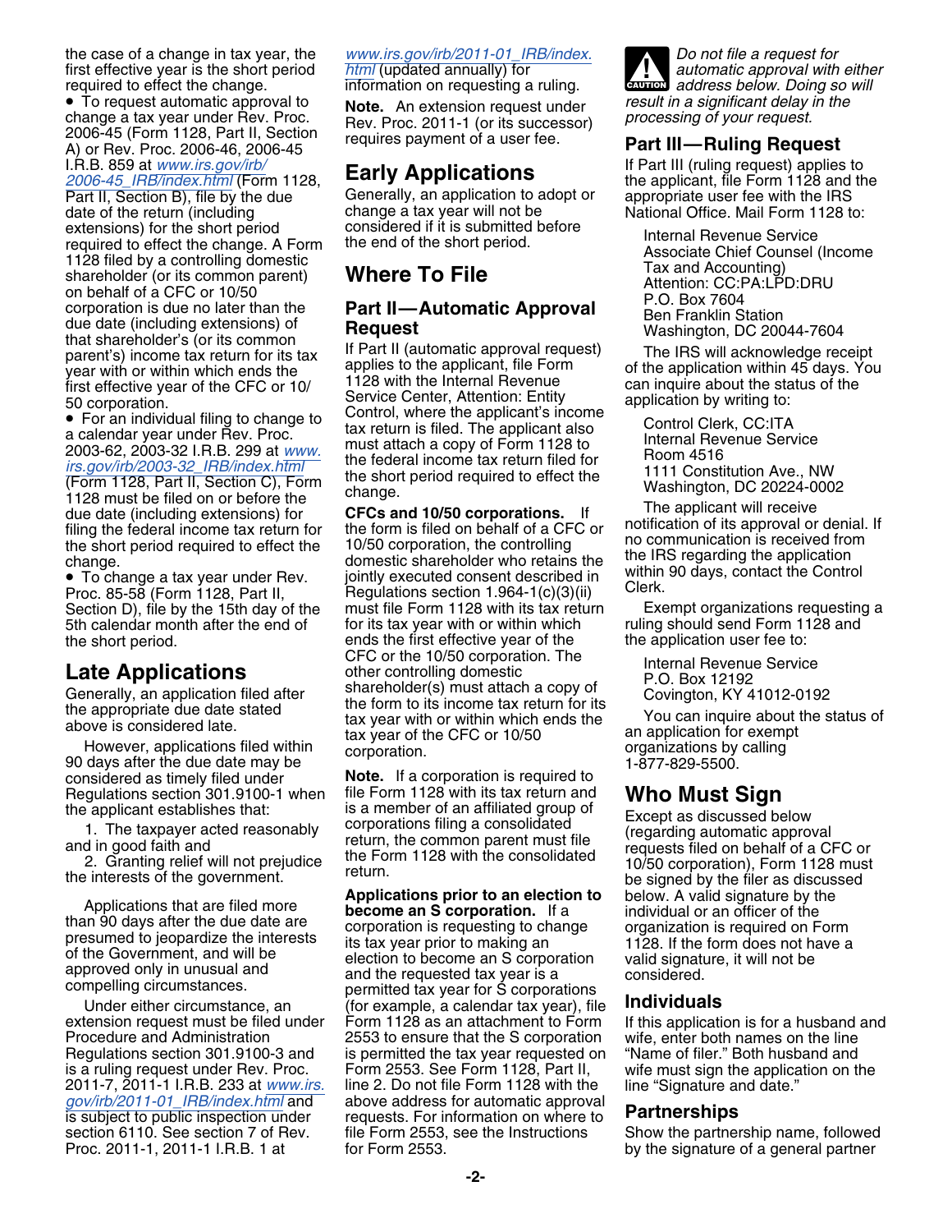the case of a change in tax year, the first effective year is the short period required to effect the change.

- To request automatic approval to change a tax year under Rev. Proc. 2006-45 (Form 1128, Part II, Section A) or Rev. Proc. 2006-46, 2006-45 I.R.B. 859 at www.irs.gov/irb/2006-45_IRB/index.html (Form 1128, Part II, Section B), file by the due date of the return (including extensions) for the short period required to effect the change. A Form 1128 filed by a controlling domestic shareholder (or its common parent) on behalf of a CFC or 10/50 corporation is due no later than the due date (including extensions) of that shareholder's (or its common parent's) income tax return for its tax year with or within which ends the first effective year of the CFC or 10/50 corporation.
- For an individual filing to change to a calendar year under Rev. Proc. 2003-62, 2003-32 I.R.B. 299 at www.irs.gov/irb/2003-32_IRB/index.html (Form 1128, Part II, Section C), Form 1128 must be filed on or before the due date (including extensions) for filing the federal income tax return for the short period required to effect the change.
- To change a tax year under Rev. Proc. 85-58 (Form 1128, Part II, Section D), file by the 15th day of the 5th calendar month after the end of the short period.

## Late Applications

Generally, an application filed after the appropriate due date stated above is considered late.

However, applications filed within 90 days after the due date may be considered as timely filed under Regulations section 301.9100-1 when the applicant establishes that:

1. The taxpayer acted reasonably and in good faith and
2. Granting relief will not prejudice the interests of the government.

Applications that are filed more than 90 days after the due date are presumed to jeopardize the interests of the Government, and will be approved only in unusual and compelling circumstances.

Under either circumstance, an extension request must be filed under Procedure and Administration Regulations section 301.9100-3 and is a ruling request under Rev. Proc. 2011-7, 2011-1 I.R.B. 233 at www.irs.gov/irb/2011-01_IRB/index.html and is subject to public inspection under section 6110. See section 7 of Rev. Proc. 2011-1, 2011-1 I.R.B. 1 at www.irs.gov/irb/2011-01_IRB/index.html (updated annually) for information on requesting a ruling.

**Note.** An extension request under Rev. Proc. 2011-1 (or its successor) requires payment of a user fee.

## Early Applications

Generally, an application to adopt or change a tax year will not be considered if it is submitted before the end of the short period.

## Where To File

### Part II—Automatic Approval Request

If Part II (automatic approval request) applies to the applicant, file Form 1128 with the Internal Revenue Service Center, Attention: Entity Control, where the applicant's income tax return is filed. The applicant also must attach a copy of Form 1128 to the federal income tax return filed for the short period required to effect the change.

**CFCs and 10/50 corporations.** If the form is filed on behalf of a CFC or 10/50 corporation, the controlling domestic shareholder who retains the jointly executed consent described in Regulations section 1.964-1(c)(3)(ii) must file Form 1128 with its tax return for its tax year with or within which ends the first effective year of the CFC or the 10/50 corporation. The other controlling domestic shareholder(s) must attach a copy of the form to its income tax return for its tax year with or within which ends the tax year of the CFC or 10/50 corporation.

**Note.** If a corporation is required to file Form 1128 with its tax return and is a member of an affiliated group of corporations filing a consolidated return, the common parent must file the Form 1128 with the consolidated return.

**Applications prior to an election to become an S corporation.** If a corporation is requesting to change its tax year prior to making an election to become an S corporation and the requested tax year is a permitted tax year for S corporations (for example, a calendar tax year), file Form 1128 as an attachment to Form 2553 to ensure that the S corporation is permitted the tax year requested on Form 2553. See Form 1128, Part II, line 2. Do not file Form 1128 with the above address for automatic approval requests. For information on where to file Form 2553, see the Instructions for Form 2553.

**CAUTION:** *Do not file a request for automatic approval with either address below. Doing so will result in a significant delay in the processing of your request.*

### Part III—Ruling Request

If Part III (ruling request) applies to the applicant, file Form 1128 and the appropriate user fee with the IRS National Office. Mail Form 1128 to:

Internal Revenue Service
Associate Chief Counsel (Income Tax and Accounting)
Attention: CC:PA:LPD:DRU
P.O. Box 7604
Ben Franklin Station
Washington, DC 20044-7604

The IRS will acknowledge receipt of the application within 45 days. You can inquire about the status of the application by writing to:

Control Clerk, CC:ITA
Internal Revenue Service
Room 4516
1111 Constitution Ave., NW
Washington, DC 20224-0002

The applicant will receive notification of its approval or denial. If no communication is received from the IRS regarding the application within 90 days, contact the Control Clerk.

Exempt organizations requesting a ruling should send Form 1128 and the application user fee to:

Internal Revenue Service
P.O. Box 12192
Covington, KY 41012-0192

You can inquire about the status of an application for exempt organizations by calling 1-877-829-5500.

## Who Must Sign

Except as discussed below (regarding automatic approval requests filed on behalf of a CFC or 10/50 corporation), Form 1128 must be signed by the filer as discussed below. A valid signature by the individual or an officer of the organization is required on Form 1128. If the form does not have a valid signature, it will not be considered.

### Individuals

If this application is for a husband and wife, enter both names on the line "Name of filer." Both husband and wife must sign the application on the line "Signature and date."

### Partnerships

Show the partnership name, followed by the signature of a general partner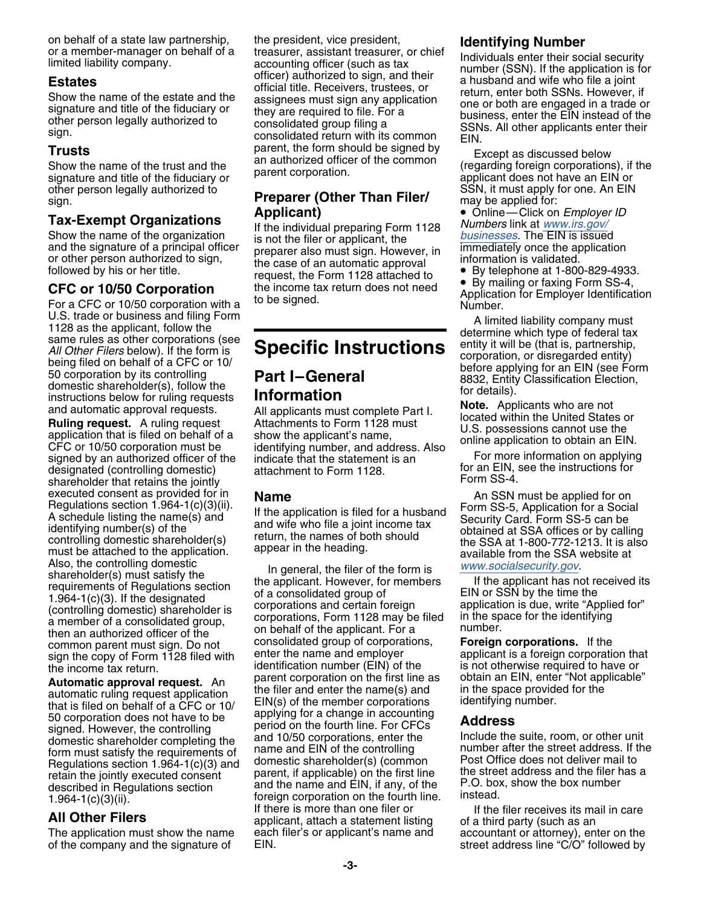on behalf of a state law partnership, or a member-manager on behalf of a limited liability company.

### Estates

Show the name of the estate and the signature and title of the fiduciary or other person legally authorized to sign.

### Trusts

Show the name of the trust and the signature and title of the fiduciary or other person legally authorized to sign.

### Tax-Exempt Organizations

Show the name of the organization and the signature of a principal officer or other person authorized to sign, followed by his or her title.

### CFC or 10/50 Corporation

For a CFC or 10/50 corporation with a U.S. trade or business and filing Form 1128 as the applicant, follow the same rules as other corporations (see *All Other Filers* below). If the form is being filed on behalf of a CFC or 10/50 corporation by its controlling domestic shareholder(s), follow the instructions below for ruling requests and automatic approval requests.

**Ruling request.** A ruling request application that is filed on behalf of a CFC or 10/50 corporation must be signed by an authorized officer of the designated (controlling domestic) shareholder that retains the jointly executed consent as provided for in Regulations section 1.964-1(c)(3)(ii). A schedule listing the name(s) and identifying number(s) of the controlling domestic shareholder(s) must be attached to the application. Also, the controlling domestic shareholder(s) must satisfy the requirements of Regulations section 1.964-1(c)(3). If the designated (controlling domestic) shareholder is a member of a consolidated group, then an authorized officer of the common parent must sign. Do not sign the copy of Form 1128 filed with the income tax return.

**Automatic approval request.** An automatic ruling request application that is filed on behalf of a CFC or 10/50 corporation does not have to be signed. However, the controlling domestic shareholder completing the form must satisfy the requirements of Regulations section 1.964-1(c)(3) and retain the jointly executed consent described in Regulations section 1.964-1(c)(3)(ii).

### All Other Filers

The application must show the name of the company and the signature of the president, vice president, treasurer, assistant treasurer, or chief accounting officer (such as tax officer) authorized to sign, and their official title. Receivers, trustees, or assignees must sign any application they are required to file. For a consolidated group filing a consolidated return with its common parent, the form should be signed by an authorized officer of the common parent corporation.

### Preparer (Other Than Filer/ Applicant)

If the individual preparing Form 1128 is not the filer or applicant, the preparer also must sign. However, in the case of an automatic approval request, the Form 1128 attached to the income tax return does not need to be signed.

# Specific Instructions

## Part I–General Information

All applicants must complete Part I. Attachments to Form 1128 must show the applicant's name, identifying number, and address. Also indicate that the statement is an attachment to Form 1128.

### Name

If the application is filed for a husband and wife who file a joint income tax return, the names of both should appear in the heading.

In general, the filer of the form is the applicant. However, for members of a consolidated group of corporations and certain foreign corporations, Form 1128 may be filed on behalf of the applicant. For a consolidated group of corporations, enter the name and employer identification number (EIN) of the parent corporation on the first line as the filer and enter the name(s) and EIN(s) of the member corporations applying for a change in accounting period on the fourth line. For CFCs and 10/50 corporations, enter the name and EIN of the controlling domestic shareholder(s) (common parent, if applicable) on the first line and the name and EIN, if any, of the foreign corporation on the fourth line. If there is more than one filer or applicant, attach a statement listing each filer's or applicant's name and EIN.

### Identifying Number

Individuals enter their social security number (SSN). If the application is for a husband and wife who file a joint return, enter both SSNs. However, if one or both are engaged in a trade or business, enter the EIN instead of the SSNs. All other applicants enter their EIN.

Except as discussed below (regarding foreign corporations), if the applicant does not have an EIN or SSN, it must apply for one. An EIN may be applied for:

- Online—Click on *Employer ID Numbers* link at www.irs.gov/businesses. The EIN is issued immediately once the application information is validated.
- By telephone at 1-800-829-4933.
- By mailing or faxing Form SS-4, Application for Employer Identification Number.

A limited liability company must determine which type of federal tax entity it will be (that is, partnership, corporation, or disregarded entity) before applying for an EIN (see Form 8832, Entity Classification Election, for details).

**Note.** Applicants who are not located within the United States or U.S. possessions cannot use the online application to obtain an EIN.

For more information on applying for an EIN, see the instructions for Form SS-4.

An SSN must be applied for on Form SS-5, Application for a Social Security Card. Form SS-5 can be obtained at SSA offices or by calling the SSA at 1-800-772-1213. It is also available from the SSA website at www.socialsecurity.gov.

If the applicant has not received its EIN or SSN by the time the application is due, write "Applied for" in the space for the identifying number.

**Foreign corporations.** If the applicant is a foreign corporation that is not otherwise required to have or obtain an EIN, enter "Not applicable" in the space provided for the identifying number.

### Address

Include the suite, room, or other unit number after the street address. If the Post Office does not deliver mail to the street address and the filer has a P.O. box, show the box number instead.

If the filer receives its mail in care of a third party (such as an accountant or attorney), enter on the street address line "C/O" followed by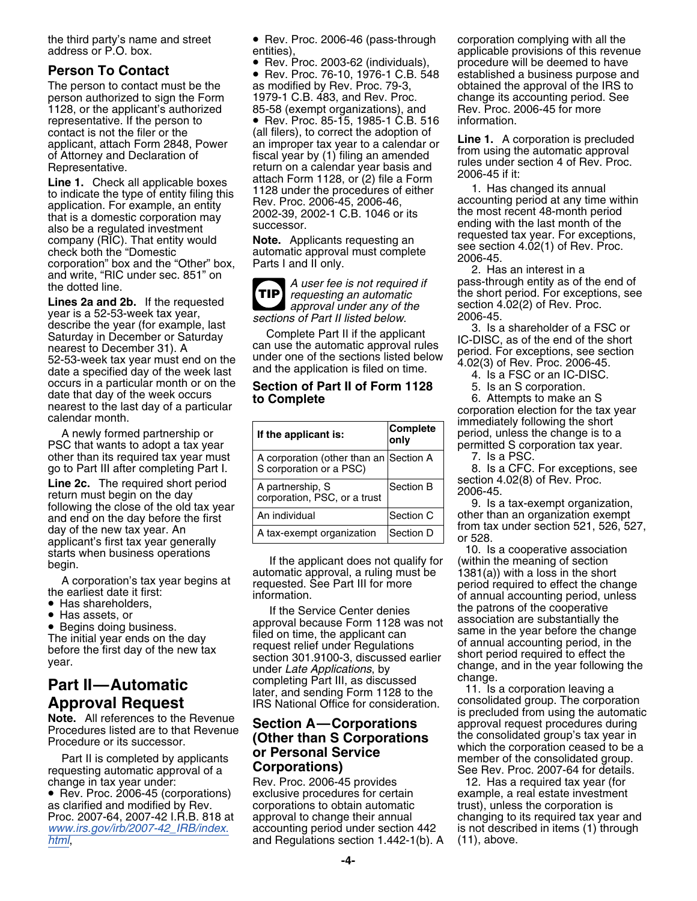the third party's name and street address or P.O. box.

### Person To Contact

The person to contact must be the person authorized to sign the Form 1128, or the applicant's authorized representative. If the person to contact is not the filer or the applicant, attach Form 2848, Power of Attorney and Declaration of Representative.

**Line 1.** Check all applicable boxes to indicate the type of entity filing this application. For example, an entity that is a domestic corporation may also be a regulated investment company (RIC). That entity would check both the "Domestic corporation" box and the "Other" box, and write, "RIC under sec. 851" on the dotted line.

**Lines 2a and 2b.** If the requested year is a 52-53-week tax year, describe the year (for example, last Saturday in December or Saturday nearest to December 31). A 52-53-week tax year must end on the date a specified day of the week last occurs in a particular month or on the date that day of the week occurs nearest to the last day of a particular calendar month.

A newly formed partnership or PSC that wants to adopt a tax year other than its required tax year must go to Part III after completing Part I.

**Line 2c.** The required short period return must begin on the day following the close of the old tax year and end on the day before the first day of the new tax year. An applicant's first tax year generally starts when business operations begin.

A corporation's tax year begins at the earliest date it first:

- Has shareholders,
- Has assets, or
- Begins doing business.

The initial year ends on the day before the first day of the new tax year.

## Part II—Automatic Approval Request

**Note.** All references to the Revenue Procedures listed are to that Revenue Procedure or its successor.

Part II is completed by applicants requesting automatic approval of a change in tax year under:

- Rev. Proc. 2006-45 (corporations) as clarified and modified by Rev. Proc. 2007-64, 2007-42 I.R.B. 818 at www.irs.gov/irb/2007-42_IRB/index.html,
- Rev. Proc. 2006-46 (pass-through entities),
- Rev. Proc. 2003-62 (individuals),
- Rev. Proc. 76-10, 1976-1 C.B. 548 as modified by Rev. Proc. 79-3, 1979-1 C.B. 483, and Rev. Proc. 85-58 (exempt organizations), and
- Rev. Proc. 85-15, 1985-1 C.B. 516 (all filers), to correct the adoption of an improper tax year to a calendar or fiscal year by (1) filing an amended return on a calendar year basis and attach Form 1128, or (2) file a Form 1128 under the procedures of either Rev. Proc. 2006-45, 2006-46, 2002-39, 2002-1 C.B. 1046 or its successor.

**Note.** Applicants requesting an automatic approval must complete Parts I and II only.

**TIP** *A user fee is not required if requesting an automatic approval under any of the sections of Part II listed below.*

Complete Part II if the applicant can use the automatic approval rules under one of the sections listed below and the application is filed on time.

### Section of Part II of Form 1128 to Complete

| If the applicant is: | Complete only |
|---|---|
| A corporation (other than an S corporation or a PSC) | Section A |
| A partnership, S corporation, PSC, or a trust | Section B |
| An individual | Section C |
| A tax-exempt organization | Section D |

If the applicant does not qualify for automatic approval, a ruling must be requested. See Part III for more information.

If the Service Center denies approval because Form 1128 was not filed on time, the applicant can request relief under Regulations section 301.9100-3, discussed earlier under *Late Applications*, by completing Part III, as discussed later, and sending Form 1128 to the IRS National Office for consideration.

### Section A—Corporations (Other than S Corporations or Personal Service Corporations)

Rev. Proc. 2006-45 provides exclusive procedures for certain corporations to obtain automatic approval to change their annual accounting period under section 442 and Regulations section 1.442-1(b). A corporation complying with all the applicable provisions of this revenue procedure will be deemed to have established a business purpose and obtained the approval of the IRS to change its accounting period. See Rev. Proc. 2006-45 for more information.

**Line 1.** A corporation is precluded from using the automatic approval rules under section 4 of Rev. Proc. 2006-45 if it:

1. Has changed its annual accounting period at any time within the most recent 48-month period ending with the last month of the requested tax year. For exceptions, see section 4.02(1) of Rev. Proc. 2006-45.
2. Has an interest in a pass-through entity as of the end of the short period. For exceptions, see section 4.02(2) of Rev. Proc. 2006-45.
3. Is a shareholder of a FSC or IC-DISC, as of the end of the short period. For exceptions, see section 4.02(3) of Rev. Proc. 2006-45.
4. Is a FSC or an IC-DISC.
5. Is an S corporation.
6. Attempts to make an S corporation election for the tax year immediately following the short period, unless the change is to a permitted S corporation tax year.
7. Is a PSC.
8. Is a CFC. For exceptions, see section 4.02(8) of Rev. Proc. 2006-45.
9. Is a tax-exempt organization, other than an organization exempt from tax under section 521, 526, 527, or 528.
10. Is a cooperative association (within the meaning of section 1381(a)) with a loss in the short period required to effect the change of annual accounting period, unless the patrons of the cooperative association are substantially the same in the year before the change of annual accounting period, in the short period required to effect the change, and in the year following the change.
11. Is a corporation leaving a consolidated group. The corporation is precluded from using the automatic approval request procedures during the consolidated group's tax year in which the corporation ceased to be a member of the consolidated group. See Rev. Proc. 2007-64 for details.
12. Has a required tax year (for example, a real estate investment trust), unless the corporation is changing to its required tax year and is not described in items (1) through (11), above.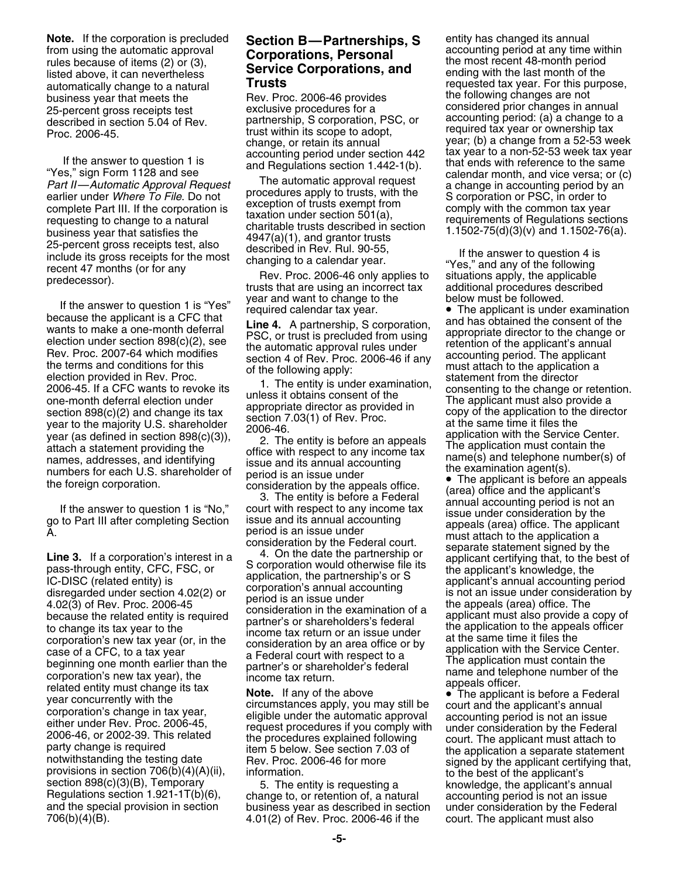**Note.** If the corporation is precluded from using the automatic approval rules because of items (2) or (3), listed above, it can nevertheless automatically change to a natural business year that meets the 25-percent gross receipts test described in section 5.04 of Rev. Proc. 2006-45.

If the answer to question 1 is "Yes," sign Form 1128 and see *Part II—Automatic Approval Request* earlier under *Where To File*. Do not complete Part III. If the corporation is requesting to change to a natural business year that satisfies the 25-percent gross receipts test, also include its gross receipts for the most recent 47 months (or for any predecessor).

If the answer to question 1 is "Yes" because the applicant is a CFC that wants to make a one-month deferral election under section 898(c)(2), see Rev. Proc. 2007-64 which modifies the terms and conditions for this election provided in Rev. Proc. 2006-45. If a CFC wants to revoke its one-month deferral election under section 898(c)(2) and change its tax year to the majority U.S. shareholder year (as defined in section 898(c)(3)), attach a statement providing the names, addresses, and identifying numbers for each U.S. shareholder of the foreign corporation.

If the answer to question 1 is "No," go to Part III after completing Section A.

**Line 3.** If a corporation's interest in a pass-through entity, CFC, FSC, or IC-DISC (related entity) is disregarded under section 4.02(2) or 4.02(3) of Rev. Proc. 2006-45 because the related entity is required to change its tax year to the corporation's new tax year (or, in the case of a CFC, to a tax year beginning one month earlier than the corporation's new tax year), the related entity must change its tax year concurrently with the corporation's change in tax year, either under Rev. Proc. 2006-45, 2006-46, or 2002-39. This related party change is required notwithstanding the testing date provisions in section 706(b)(4)(A)(ii), section 898(c)(3)(B), Temporary Regulations section 1.921-1T(b)(6), and the special provision in section 706(b)(4)(B).

## Section B—Partnerships, S Corporations, Personal Service Corporations, and Trusts

Rev. Proc. 2006-46 provides exclusive procedures for a partnership, S corporation, PSC, or trust within its scope to adopt, change, or retain its annual accounting period under section 442 and Regulations section 1.442-1(b).

The automatic approval request procedures apply to trusts, with the exception of trusts exempt from taxation under section 501(a), charitable trusts described in section 4947(a)(1), and grantor trusts described in Rev. Rul. 90-55, changing to a calendar year.

Rev. Proc. 2006-46 only applies to trusts that are using an incorrect tax year and want to change to the required calendar tax year.

**Line 4.** A partnership, S corporation, PSC, or trust is precluded from using the automatic approval rules under section 4 of Rev. Proc. 2006-46 if any of the following apply:

1. The entity is under examination, unless it obtains consent of the appropriate director as provided in section 7.03(1) of Rev. Proc. 2006-46.
2. The entity is before an appeals office with respect to any income tax issue and its annual accounting period is an issue under consideration by the appeals office.
3. The entity is before a Federal court with respect to any income tax issue and its annual accounting period is an issue under consideration by the Federal court.
4. On the date the partnership or S corporation would otherwise file its application, the partnership's or S corporation's annual accounting period is an issue under consideration in the examination of a partner's or shareholders's federal income tax return or an issue under consideration by an area office or by a Federal court with respect to a partner's or shareholder's federal income tax return.

**Note.** If any of the above circumstances apply, you may still be eligible under the automatic approval request procedures if you comply with the procedures explained following item 5 below. See section 7.03 of Rev. Proc. 2006-46 for more information.

5. The entity is requesting a change to, or retention of, a natural business year as described in section 4.01(2) of Rev. Proc. 2006-46 if the entity has changed its annual accounting period at any time within the most recent 48-month period ending with the last month of the requested tax year. For this purpose, the following changes are not considered prior changes in annual accounting period: (a) a change to a required tax year or ownership tax year; (b) a change from a 52-53 week tax year to a non-52-53 week tax year that ends with reference to the same calendar month, and vice versa; or (c) a change in accounting period by an S corporation or PSC, in order to comply with the common tax year requirements of Regulations sections 1.1502-75(d)(3)(v) and 1.1502-76(a).

If the answer to question 4 is "Yes," and any of the following situations apply, the applicable additional procedures described below must be followed.

- The applicant is under examination and has obtained the consent of the appropriate director to the change or retention of the applicant's annual accounting period. The applicant must attach to the application a statement from the director consenting to the change or retention. The applicant must also provide a copy of the application to the director at the same time it files the application with the Service Center. The application must contain the name(s) and telephone number(s) of the examination agent(s).
- The applicant is before an appeals (area) office and the applicant's annual accounting period is not an issue under consideration by the appeals (area) office. The applicant must attach to the application a separate statement signed by the applicant certifying that, to the best of the applicant's knowledge, the applicant's annual accounting period is not an issue under consideration by the appeals (area) office. The applicant must also provide a copy of the application to the appeals officer at the same time it files the application with the Service Center. The application must contain the name and telephone number of the appeals officer.
- The applicant is before a Federal court and the applicant's annual accounting period is not an issue under consideration by the Federal court. The applicant must attach to the application a separate statement signed by the applicant certifying that, to the best of the applicant's knowledge, the applicant's annual accounting period is not an issue under consideration by the Federal court. The applicant must also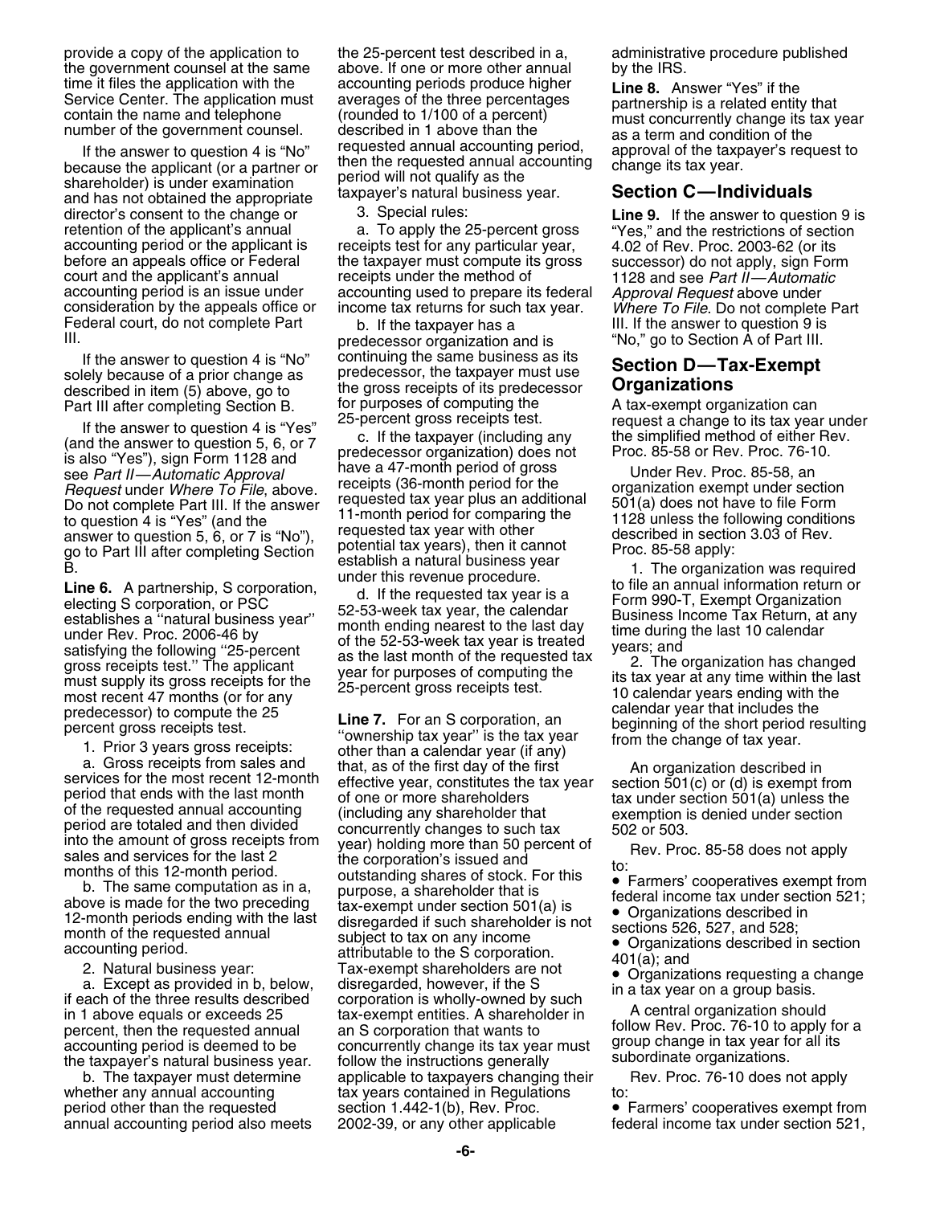provide a copy of the application to the government counsel at the same time it files the application with the Service Center. The application must contain the name and telephone number of the government counsel.

If the answer to question 4 is "No" because the applicant (or a partner or shareholder) is under examination and has not obtained the appropriate director's consent to the change or retention of the applicant's annual accounting period or the applicant is before an appeals office or Federal court and the applicant's annual accounting period is an issue under consideration by the appeals office or Federal court, do not complete Part III.

If the answer to question 4 is "No" solely because of a prior change as described in item (5) above, go to Part III after completing Section B.

If the answer to question 4 is "Yes" (and the answer to question 5, 6, or 7 is also "Yes"), sign Form 1128 and see *Part II—Automatic Approval Request* under *Where To File*, above. Do not complete Part III. If the answer to question 4 is "Yes" (and the answer to question 5, 6, or 7 is "No"), go to Part III after completing Section B.

**Line 6.** A partnership, S corporation, electing S corporation, or PSC establishes a ''natural business year'' under Rev. Proc. 2006-46 by satisfying the following ''25-percent gross receipts test.'' The applicant must supply its gross receipts for the most recent 47 months (or for any predecessor) to compute the 25 percent gross receipts test.

1. Prior 3 years gross receipts:

a. Gross receipts from sales and services for the most recent 12-month period that ends with the last month of the requested annual accounting period are totaled and then divided into the amount of gross receipts from sales and services for the last 2 months of this 12-month period.

b. The same computation as in a, above is made for the two preceding 12-month periods ending with the last month of the requested annual accounting period.

2. Natural business year:

a. Except as provided in b, below, if each of the three results described in 1 above equals or exceeds 25 percent, then the requested annual accounting period is deemed to be the taxpayer's natural business year.

b. The taxpayer must determine whether any annual accounting period other than the requested annual accounting period also meets the 25-percent test described in a, above. If one or more other annual accounting periods produce higher averages of the three percentages (rounded to 1/100 of a percent) described in 1 above than the requested annual accounting period, then the requested annual accounting period will not qualify as the taxpayer's natural business year.

3. Special rules:

a. To apply the 25-percent gross receipts test for any particular year, the taxpayer must compute its gross receipts under the method of accounting used to prepare its federal income tax returns for such tax year.

b. If the taxpayer has a predecessor organization and is continuing the same business as its predecessor, the taxpayer must use the gross receipts of its predecessor for purposes of computing the 25-percent gross receipts test.

c. If the taxpayer (including any predecessor organization) does not have a 47-month period of gross receipts (36-month period for the requested tax year plus an additional 11-month period for comparing the requested tax year with other potential tax years), then it cannot establish a natural business year under this revenue procedure.

d. If the requested tax year is a 52-53-week tax year, the calendar month ending nearest to the last day of the 52-53-week tax year is treated as the last month of the requested tax year for purposes of computing the 25-percent gross receipts test.

**Line 7.** For an S corporation, an ''ownership tax year'' is the tax year other than a calendar year (if any) that, as of the first day of the first effective year, constitutes the tax year of one or more shareholders (including any shareholder that concurrently changes to such tax year) holding more than 50 percent of the corporation's issued and outstanding shares of stock. For this purpose, a shareholder that is tax-exempt under section 501(a) is disregarded if such shareholder is not subject to tax on any income attributable to the S corporation. Tax-exempt shareholders are not disregarded, however, if the S corporation is wholly-owned by such tax-exempt entities. A shareholder in an S corporation that wants to concurrently change its tax year must follow the instructions generally applicable to taxpayers changing their tax years contained in Regulations section 1.442-1(b), Rev. Proc. 2002-39, or any other applicable administrative procedure published by the IRS.

**Line 8.** Answer "Yes" if the partnership is a related entity that must concurrently change its tax year as a term and condition of the approval of the taxpayer's request to change its tax year.

## Section C—Individuals

**Line 9.** If the answer to question 9 is "Yes," and the restrictions of section 4.02 of Rev. Proc. 2003-62 (or its successor) do not apply, sign Form 1128 and see *Part II—Automatic Approval Request* above under *Where To File*. Do not complete Part III. If the answer to question 9 is "No," go to Section A of Part III.

## Section D—Tax-Exempt Organizations

A tax-exempt organization can request a change to its tax year under the simplified method of either Rev. Proc. 85-58 or Rev. Proc. 76-10.

Under Rev. Proc. 85-58, an organization exempt under section 501(a) does not have to file Form 1128 unless the following conditions described in section 3.03 of Rev. Proc. 85-58 apply:

1. The organization was required to file an annual information return or Form 990-T, Exempt Organization Business Income Tax Return, at any time during the last 10 calendar years; and

2. The organization has changed its tax year at any time within the last 10 calendar years ending with the calendar year that includes the beginning of the short period resulting from the change of tax year.

An organization described in section 501(c) or (d) is exempt from tax under section 501(a) unless the exemption is denied under section 502 or 503.

Rev. Proc. 85-58 does not apply to:

- Farmers' cooperatives exempt from federal income tax under section 521;
- Organizations described in sections 526, 527, and 528;
- Organizations described in section 401(a); and
- Organizations requesting a change in a tax year on a group basis.

A central organization should follow Rev. Proc. 76-10 to apply for a group change in tax year for all its subordinate organizations.

Rev. Proc. 76-10 does not apply to:

- Farmers' cooperatives exempt from federal income tax under section 521,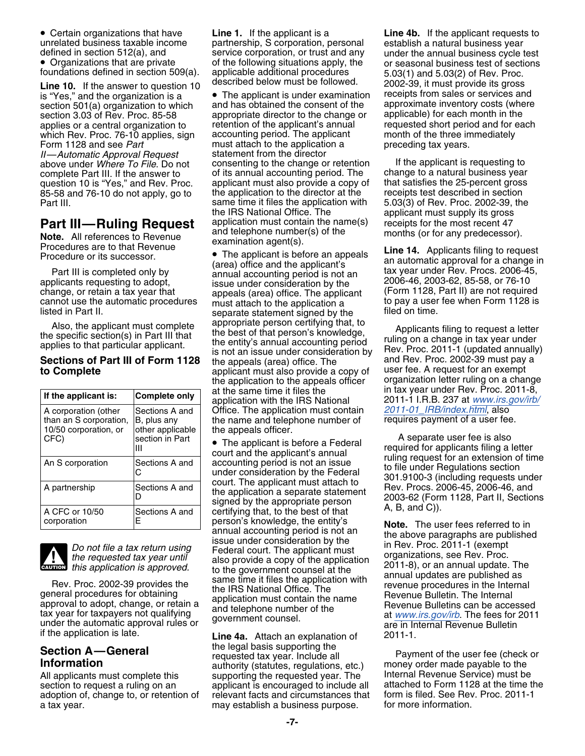- Certain organizations that have unrelated business taxable income defined in section 512(a), and
- Organizations that are private foundations defined in section 509(a).

**Line 10.** If the answer to question 10 is "Yes," and the organization is a section 501(a) organization to which section 3.03 of Rev. Proc. 85-58 applies or a central organization to which Rev. Proc. 76-10 applies, sign Form 1128 and see *Part II—Automatic Approval Request* above under *Where To File*. Do not complete Part III. If the answer to question 10 is "Yes," and Rev. Proc. 85-58 and 76-10 do not apply, go to Part III.

## Part III—Ruling Request

**Note.** All references to Revenue Procedures are to that Revenue Procedure or its successor.

Part III is completed only by applicants requesting to adopt, change, or retain a tax year that cannot use the automatic procedures listed in Part II.

Also, the applicant must complete the specific section(s) in Part III that applies to that particular applicant.

### Sections of Part III of Form 1128 to Complete

| If the applicant is: | Complete only |
|---|---|
| A corporation (other than an S corporation, 10/50 corporation, or CFC) | Sections A and B, plus any other applicable section in Part III |
| An S corporation | Sections A and C |
| A partnership | Sections A and D |
| A CFC or 10/50 corporation | Sections A and E |

**CAUTION:** *Do not file a tax return using the requested tax year until this application is approved.*

Rev. Proc. 2002-39 provides the general procedures for obtaining approval to adopt, change, or retain a tax year for taxpayers not qualifying under the automatic approval rules or if the application is late.

## Section A—General Information

All applicants must complete this section to request a ruling on an adoption of, change to, or retention of a tax year.

**Line 1.** If the applicant is a partnership, S corporation, personal service corporation, or trust and any of the following situations apply, the applicable additional procedures described below must be followed.

- The applicant is under examination and has obtained the consent of the appropriate director to the change or retention of the applicant's annual accounting period. The applicant must attach to the application a statement from the director consenting to the change or retention of its annual accounting period. The applicant must also provide a copy of the application to the director at the same time it files the application with the IRS National Office. The application must contain the name(s) and telephone number(s) of the examination agent(s).
- The applicant is before an appeals (area) office and the applicant's annual accounting period is not an issue under consideration by the appeals (area) office. The applicant must attach to the application a separate statement signed by the appropriate person certifying that, to the best of that person's knowledge, the entity's annual accounting period is not an issue under consideration by the appeals (area) office. The applicant must also provide a copy of the application to the appeals officer at the same time it files the application with the IRS National Office. The application must contain the name and telephone number of the appeals officer.
- The applicant is before a Federal court and the applicant's annual accounting period is not an issue under consideration by the Federal court. The applicant must attach to the application a separate statement signed by the appropriate person certifying that, to the best of that person's knowledge, the entity's annual accounting period is not an issue under consideration by the Federal court. The applicant must also provide a copy of the application to the government counsel at the same time it files the application with the IRS National Office. The application must contain the name and telephone number of the government counsel.

**Line 4a.** Attach an explanation of the legal basis supporting the requested tax year. Include all authority (statutes, regulations, etc.) supporting the requested year. The applicant is encouraged to include all relevant facts and circumstances that may establish a business purpose.

**Line 4b.** If the applicant requests to establish a natural business year under the annual business cycle test or seasonal business test of sections 5.03(1) and 5.03(2) of Rev. Proc. 2002-39, it must provide its gross receipts from sales or services and approximate inventory costs (where applicable) for each month in the requested short period and for each month of the three immediately preceding tax years.

If the applicant is requesting to change to a natural business year that satisfies the 25-percent gross receipts test described in section 5.03(3) of Rev. Proc. 2002-39, the applicant must supply its gross receipts for the most recent 47 months (or for any predecessor).

**Line 14.** Applicants filing to request an automatic approval for a change in tax year under Rev. Procs. 2006-45, 2006-46, 2003-62, 85-58, or 76-10 (Form 1128, Part II) are not required to pay a user fee when Form 1128 is filed on time.

Applicants filing to request a letter ruling on a change in tax year under Rev. Proc. 2011-1 (updated annually) and Rev. Proc. 2002-39 must pay a user fee. A request for an exempt organization letter ruling on a change in tax year under Rev. Proc. 2011-8, 2011-1 I.R.B. 237 at *www.irs.gov/irb/2011-01_IRB/index.html*, also requires payment of a user fee.

A separate user fee is also required for applicants filing a letter ruling request for an extension of time to file under Regulations section 301.9100-3 (including requests under Rev. Procs. 2006-45, 2006-46, and 2003-62 (Form 1128, Part II, Sections A, B, and C)).

**Note.** The user fees referred to in the above paragraphs are published in Rev. Proc. 2011-1 (exempt organizations, see Rev. Proc. 2011-8), or an annual update. The annual updates are published as revenue procedures in the Internal Revenue Bulletin. The Internal Revenue Bulletins can be accessed at *www.irs.gov/irb*. The fees for 2011 are in Internal Revenue Bulletin 2011-1.

Payment of the user fee (check or money order made payable to the Internal Revenue Service) must be attached to Form 1128 at the time the form is filed. See Rev. Proc. 2011-1 for more information.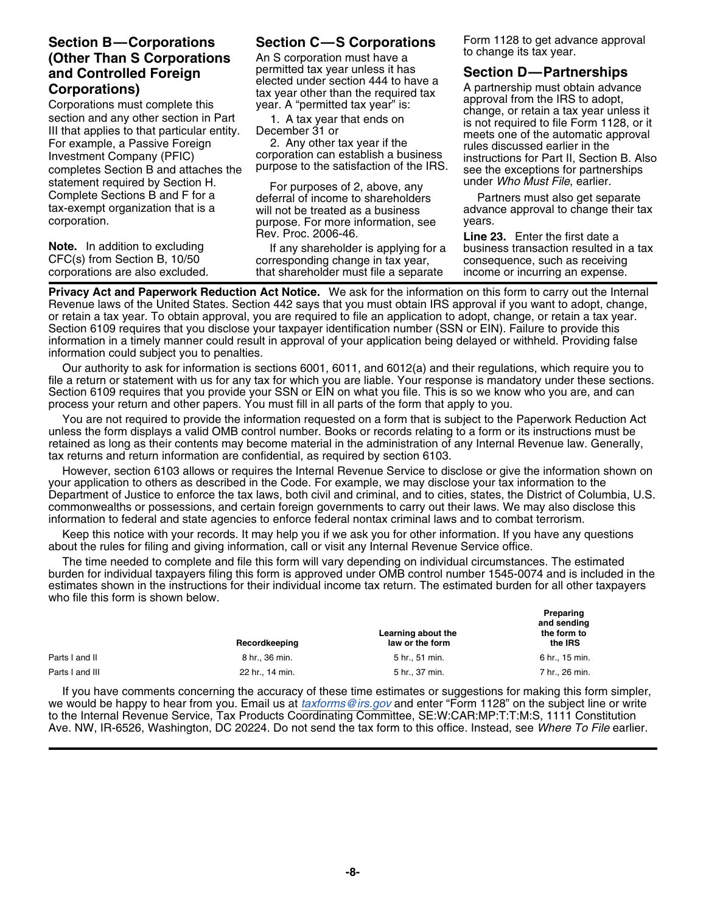### Section B—Corporations (Other Than S Corporations and Controlled Foreign Corporations)

Corporations must complete this section and any other section in Part III that applies to that particular entity. For example, a Passive Foreign Investment Company (PFIC) completes Section B and attaches the statement required by Section H. Complete Sections B and F for a tax-exempt organization that is a corporation.

**Note.** In addition to excluding CFC(s) from Section B, 10/50 corporations are also excluded.

### Section C—S Corporations

An S corporation must have a permitted tax year unless it has elected under section 444 to have a tax year other than the required tax year. A "permitted tax year" is:

1. A tax year that ends on December 31 or
2. Any other tax year if the corporation can establish a business purpose to the satisfaction of the IRS.

For purposes of 2, above, any deferral of income to shareholders will not be treated as a business purpose. For more information, see Rev. Proc. 2006-46.

If any shareholder is applying for a corresponding change in tax year, that shareholder must file a separate Form 1128 to get advance approval to change its tax year.

### Section D—Partnerships

A partnership must obtain advance approval from the IRS to adopt, change, or retain a tax year unless it is not required to file Form 1128, or it meets one of the automatic approval rules discussed earlier in the instructions for Part II, Section B. Also see the exceptions for partnerships under *Who Must File*, earlier.

Partners must also get separate advance approval to change their tax years.

**Line 23.** Enter the first date a business transaction resulted in a tax consequence, such as receiving income or incurring an expense.

**Privacy Act and Paperwork Reduction Act Notice.** We ask for the information on this form to carry out the Internal Revenue laws of the United States. Section 442 says that you must obtain IRS approval if you want to adopt, change, or retain a tax year. To obtain approval, you are required to file an application to adopt, change, or retain a tax year. Section 6109 requires that you disclose your taxpayer identification number (SSN or EIN). Failure to provide this information in a timely manner could result in approval of your application being delayed or withheld. Providing false information could subject you to penalties.

Our authority to ask for information is sections 6001, 6011, and 6012(a) and their regulations, which require you to file a return or statement with us for any tax for which you are liable. Your response is mandatory under these sections. Section 6109 requires that you provide your SSN or EIN on what you file. This is so we know who you are, and can process your return and other papers. You must fill in all parts of the form that apply to you.

You are not required to provide the information requested on a form that is subject to the Paperwork Reduction Act unless the form displays a valid OMB control number. Books or records relating to a form or its instructions must be retained as long as their contents may become material in the administration of any Internal Revenue law. Generally, tax returns and return information are confidential, as required by section 6103.

However, section 6103 allows or requires the Internal Revenue Service to disclose or give the information shown on your application to others as described in the Code. For example, we may disclose your tax information to the Department of Justice to enforce the tax laws, both civil and criminal, and to cities, states, the District of Columbia, U.S. commonwealths or possessions, and certain foreign governments to carry out their laws. We may also disclose this information to federal and state agencies to enforce federal nontax criminal laws and to combat terrorism.

Keep this notice with your records. It may help you if we ask you for other information. If you have any questions about the rules for filing and giving information, call or visit any Internal Revenue Service office.

The time needed to complete and file this form will vary depending on individual circumstances. The estimated burden for individual taxpayers filing this form is approved under OMB control number 1545-0074 and is included in the estimates shown in the instructions for their individual income tax return. The estimated burden for all other taxpayers who file this form is shown below.

| | Recordkeeping | Learning about the law or the form | Preparing and sending the form to the IRS |
|---|---|---|---|
| Parts I and II | 8 hr., 36 min. | 5 hr., 51 min. | 6 hr., 15 min. |
| Parts I and III | 22 hr., 14 min. | 5 hr., 37 min. | 7 hr., 26 min. |

If you have comments concerning the accuracy of these time estimates or suggestions for making this form simpler, we would be happy to hear from you. Email us at *taxforms@irs.gov* and enter "Form 1128" on the subject line or write to the Internal Revenue Service, Tax Products Coordinating Committee, SE:W:CAR:MP:T:T:M:S, 1111 Constitution Ave. NW, IR-6526, Washington, DC 20224. Do not send the tax form to this office. Instead, see *Where To File* earlier.